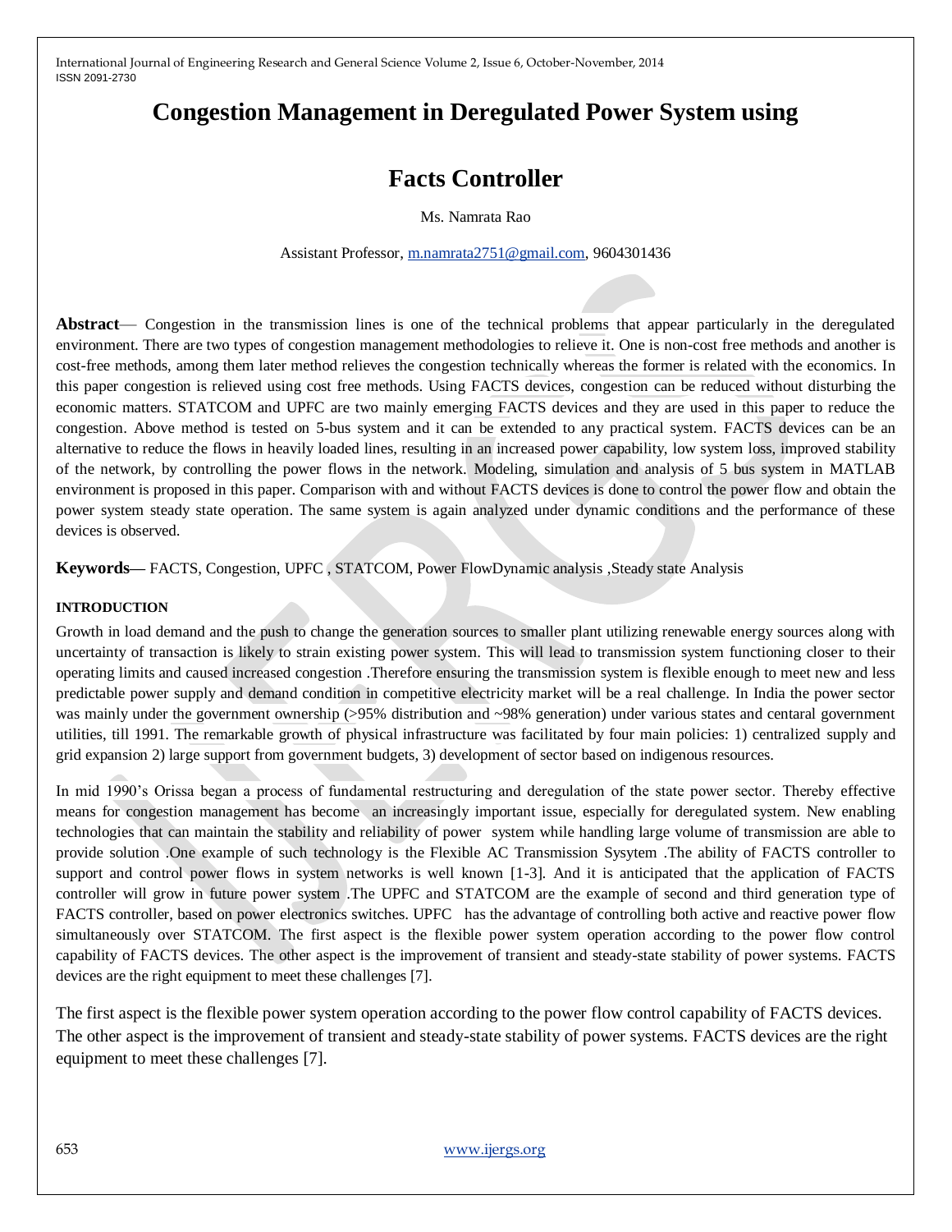# Congestion Management in Deregulated Power System using

# Facts Controller

Ms. Namrata Rao

Assistant Professor, m.namrata2751@gmail.com, 9604301436

**Abstract**— Congestion in the transmission lines is one of the technical problems that appear particularly in the deregulated environment. There are two types of congestion management methodologies to relieve it. One is non-cost free methods and another is cost-free methods, among them later method relieves the congestion technically whereas the former is related with the economics. In this paper congestion is relieved using cost free methods. Using FACTS devices, congestion can be reduced without disturbing the economic matters. STATCOM and UPFC are two mainly emerging FACTS devices and they are used in this paper to reduce the congestion. Above method is tested on 5-bus system and it can be extended to any practical system. FACTS devices can be an alternative to reduce the flows in heavily loaded lines, resulting in an increased power capability, low system loss, improved stability of the network, by controlling the power flows in the network. Modeling, simulation and analysis of 5 bus system in MATLAB environment is proposed in this paper. Comparison with and without FACTS devices is done to control the power flow and obtain the power system steady state operation. The same system is again analyzed under dynamic conditions and the performance of these devices is observed.

**Keywords—** FACTS, Congestion, UPFC , STATCOM, Power FlowDynamic analysis ,Steady state Analysis

### INTRODUCTION

Growth in load demand and the push to change the generation sources to smaller plant utilizing renewable energy sources along with uncertainty of transaction is likely to strain existing power system. This will lead to transmission system functioning closer to their operating limits and caused increased congestion .Therefore ensuring the transmission system is flexible enough to meet new and less predictable power supply and demand condition in competitive electricity market will be a real challenge. In India the power sector was mainly under the government ownership (>95% distribution and ~98% generation) under various states and centaral government utilities, till 1991. The remarkable growth of physical infrastructure was facilitated by four main policies: 1) centralized supply and grid expansion 2) large support from government budgets, 3) development of sector based on indigenous resources.

In mid 1990's Orissa began a process of fundamental restructuring and deregulation of the state power sector. Thereby effective means for congestion management has become an increasingly important issue, especially for deregulated system. New enabling technologies that can maintain the stability and reliability of power system while handling large volume of transmission are able to provide solution .One example of such technology is the Flexible AC Transmission Sysytem .The ability of FACTS controller to support and control power flows in system networks is well known [1-3]. And it is anticipated that the application of FACTS controller will grow in future power system .The UPFC and STATCOM are the example of second and third generation type of FACTS controller, based on power electronics switches. UPFC has the advantage of controlling both active and reactive power flow simultaneously over STATCOM. The first aspect is the flexible power system operation according to the power flow control capability of FACTS devices. The other aspect is the improvement of transient and steady-state stability of power systems. FACTS devices are the right equipment to meet these challenges [7].

The first aspect is the flexible power system operation according to the power flow control capability of FACTS devices. The other aspect is the improvement of transient and steady-state stability of power systems. FACTS devices are the right equipment to meet these challenges [7].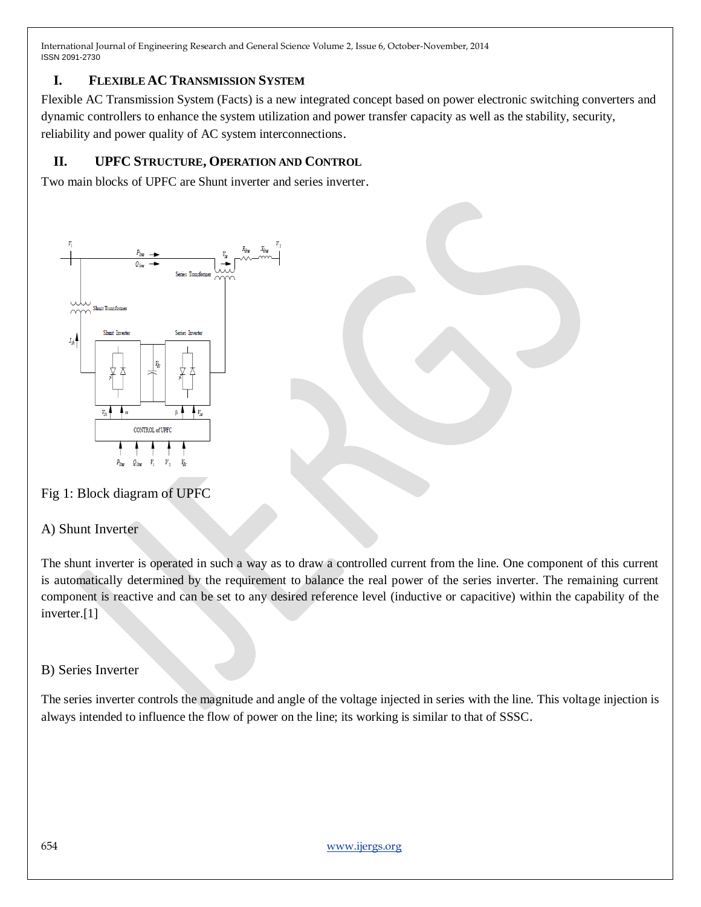## I. FLEXIBLE AC TRANSMISSION SYSTEM

Flexible AC Transmission System (Facts) is a new integrated concept based on power electronic switching converters and dynamic controllers to enhance the system utilization and power transfer capacity as well as the stability, security, reliability and power quality of AC system interconnections.

## II. UPFC STRUCTURE, OPERATION AND CONTROL

Two main blocks of UPFC are Shunt inverter and series inverter.

Fig 1: Block diagram of UPFC

### A) Shunt Inverter

The shunt inverter is operated in such a way as to draw a controlled current from the line. One component of this current is automatically determined by the requirement to balance the real power of the series inverter. The remaining current component is reactive and can be set to any desired reference level (inductive or capacitive) within the capability of the inverter.[1]

### B) Series Inverter

The series inverter controls the magnitude and angle of the voltage injected in series with the line. This voltage injection is always intended to influence the flow of power on the line; its working is similar to that of SSSC.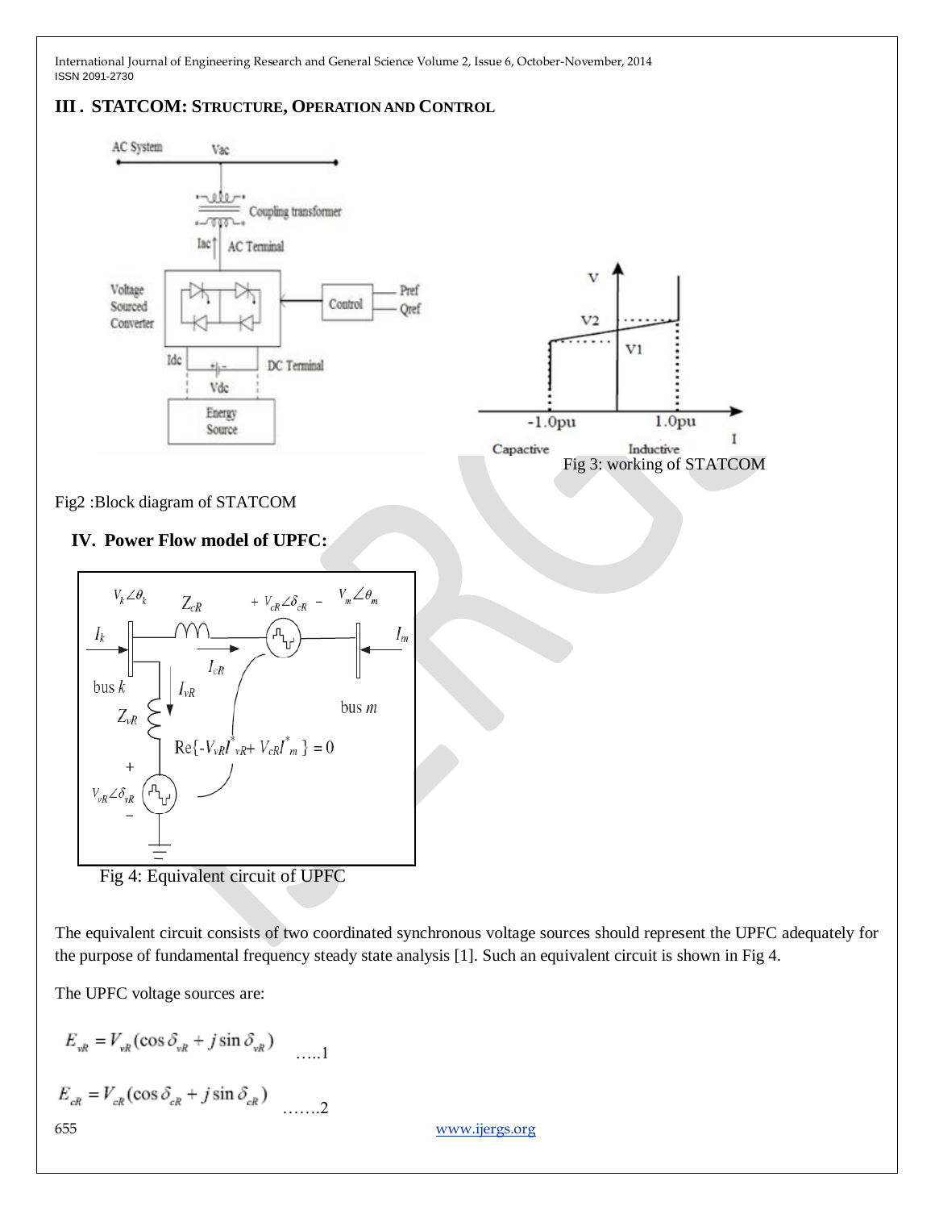## III . STATCOM: STRUCTURE, OPERATION AND CONTROL

Fig 3: working of STATCOM

Fig2 :Block diagram of STATCOM

## IV. Power Flow model of UPFC:

Fig 4: Equivalent circuit of UPFC

The equivalent circuit consists of two coordinated synchronous voltage sources should represent the UPFC adequately for the purpose of fundamental frequency steady state analysis [1]. Such an equivalent circuit is shown in Fig 4.

The UPFC voltage sources are:

$$E_{vR} = V_{vR}(\cos\delta_{vR} + j\sin\delta_{vR}) \qquad \text{.....1}$$

$$E_{cR} = V_{cR}(\cos\delta_{cR} + j\sin\delta_{cR}) \qquad \text{.......2}$$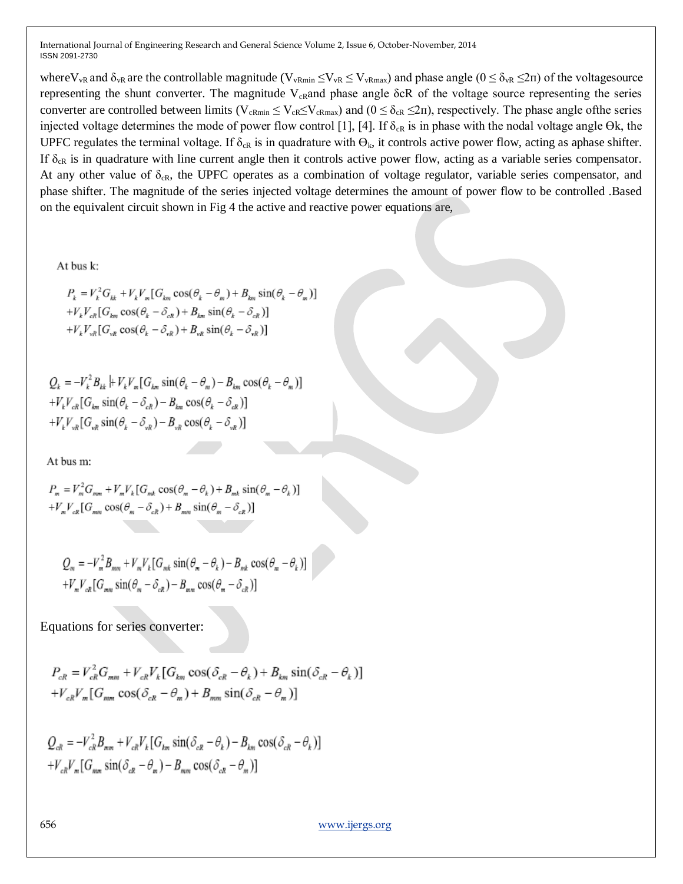where $V_{vR}$ and $\delta_{vR}$ are the controllable magnitude ($V_{vRmin} \leq V_{vR} \leq V_{vRmax}$) and phase angle ($0 \leq \delta_{vR} \leq 2\pi$) of the voltagesource representing the shunt converter. The magnitude $V_{cR}$and phase angle $\delta cR$ of the voltage source representing the series converter are controlled between limits ($V_{cRmin} \leq V_{cR} \leq V_{cRmax}$) and ($0 \leq \delta_{cR} \leq 2\pi$), respectively. The phase angle ofthe series injected voltage determines the mode of power flow control [1], [4]. If $\delta_{cR}$ is in phase with the nodal voltage angle $\Theta k$, the UPFC regulates the terminal voltage. If $\delta_{cR}$ is in quadrature with $\Theta_k$, it controls active power flow, acting as aphase shifter. If $\delta_{cR}$ is in quadrature with line current angle then it controls active power flow, acting as a variable series compensator. At any other value of $\delta_{cR}$, the UPFC operates as a combination of voltage regulator, variable series compensator, and phase shifter. The magnitude of the series injected voltage determines the amount of power flow to be controlled .Based on the equivalent circuit shown in Fig 4 the active and reactive power equations are,

At bus k:

$$
\begin{aligned}
P_k &= V_k^2 G_{kk} + V_k V_m [G_{km} \cos(\theta_k - \theta_m) + B_{km} \sin(\theta_k - \theta_m)] \\
&+ V_k V_{cR} [G_{km} \cos(\theta_k - \delta_{cR}) + B_{km} \sin(\theta_k - \delta_{cR})] \\
&+ V_k V_{vR} [G_{vR} \cos(\theta_k - \delta_{vR}) + B_{vR} \sin(\theta_k - \delta_{vR})]
\end{aligned}
$$

$$
\begin{aligned}
Q_k &= -V_k^2 B_{kk} + V_k V_m [G_{km} \sin(\theta_k - \theta_m) - B_{km} \cos(\theta_k - \theta_m)] \\
&+ V_k V_{cR} [G_{km} \sin(\theta_k - \delta_{cR}) - B_{km} \cos(\theta_k - \delta_{cR})] \\
&+ V_k V_{vR} [G_{vR} \sin(\theta_k - \delta_{vR}) - B_{vR} \cos(\theta_k - \delta_{vR})]
\end{aligned}
$$

At bus m:

$$
\begin{aligned}
P_m &= V_m^2 G_{mm} + V_m V_k [G_{mk} \cos(\theta_m - \theta_k) + B_{mk} \sin(\theta_m - \theta_k)] \\
&+ V_m V_{cR} [G_{mm} \cos(\theta_m - \delta_{cR}) + B_{mm} \sin(\theta_m - \delta_{cR})]
\end{aligned}
$$

$$
\begin{aligned}
Q_m &= -V_m^2 B_{mm} + V_m V_k [G_{mk} \sin(\theta_m - \theta_k) - B_{mk} \cos(\theta_m - \theta_k)] \\
&+ V_m V_{cR} [G_{mm} \sin(\theta_m - \delta_{cR}) - B_{mm} \cos(\theta_m - \delta_{cR})]
\end{aligned}
$$

Equations for series converter:

$$
\begin{aligned}
P_{cR} &= V_{cR}^2 G_{mm} + V_{cR} V_k [G_{km} \cos(\delta_{cR} - \theta_k) + B_{km} \sin(\delta_{cR} - \theta_k)] \\
&+ V_{cR} V_m [G_{mm} \cos(\delta_{cR} - \theta_m) + B_{mm} \sin(\delta_{cR} - \theta_m)]
\end{aligned}
$$

$$
\begin{aligned}
Q_{cR} &= -V_{cR}^2 B_{mm} + V_{cR} V_k [G_{km} \sin(\delta_{cR} - \theta_k) - B_{km} \cos(\delta_{cR} - \theta_k)] \\
&+ V_{cR} V_m [G_{mm} \sin(\delta_{cR} - \theta_m) - B_{mm} \cos(\delta_{cR} - \theta_m)]
\end{aligned}
$$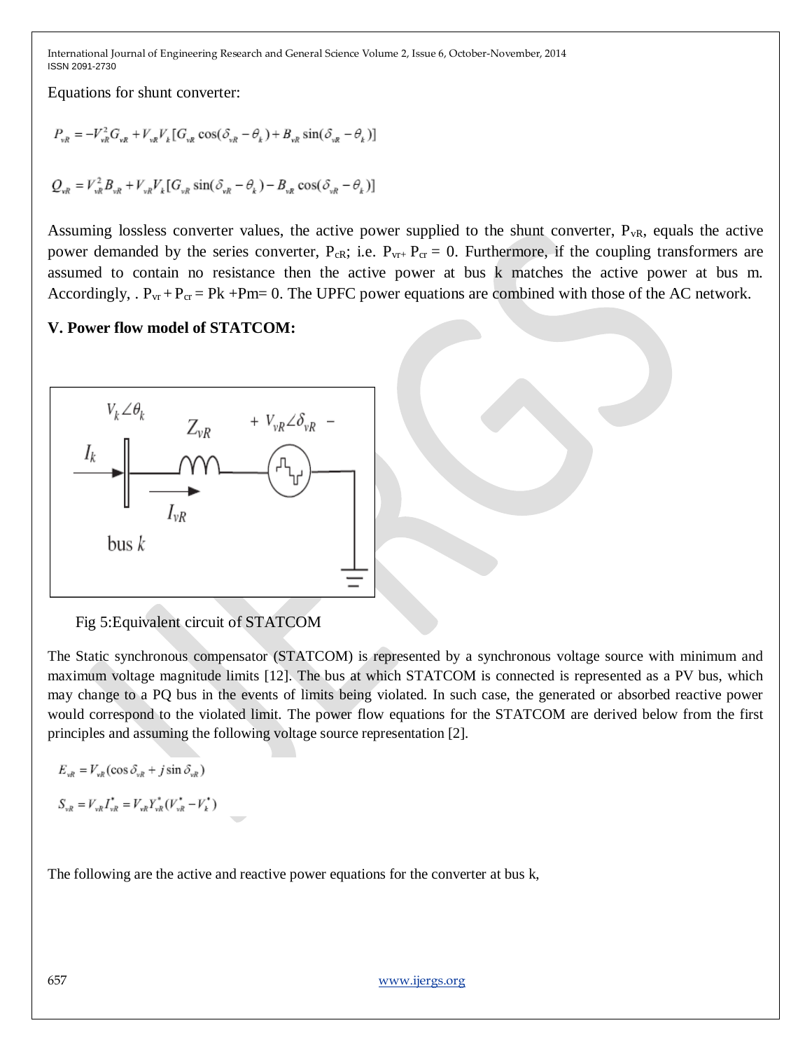Equations for shunt converter:

$$P_{vR} = -V_{vR}^2 G_{vR} + V_{vR} V_k [G_{vR} \cos(\delta_{vR} - \theta_k) + B_{vR} \sin(\delta_{vR} - \theta_k)]$$

$$Q_{vR} = V_{vR}^2 B_{vR} + V_{vR} V_k [G_{vR} \sin(\delta_{vR} - \theta_k) - B_{vR} \cos(\delta_{vR} - \theta_k)]$$

Assuming lossless converter values, the active power supplied to the shunt converter, $P_{vR}$, equals the active power demanded by the series converter, $P_{cR}$; i.e. $P_{vr+} P_{cr} = 0$. Furthermore, if the coupling transformers are assumed to contain no resistance then the active power at bus k matches the active power at bus m. Accordingly, . $P_{vr} + P_{cr} = Pk + Pm = 0$. The UPFC power equations are combined with those of the AC network.

## V. Power flow model of STATCOM:

Fig 5:Equivalent circuit of STATCOM

The Static synchronous compensator (STATCOM) is represented by a synchronous voltage source with minimum and maximum voltage magnitude limits [12]. The bus at which STATCOM is connected is represented as a PV bus, which may change to a PQ bus in the events of limits being violated. In such case, the generated or absorbed reactive power would correspond to the violated limit. The power flow equations for the STATCOM are derived below from the first principles and assuming the following voltage source representation [2].

$$E_{vR} = V_{vR}(\cos\delta_{vR} + j\sin\delta_{vR})$$

$$S_{vR} = V_{vR} I_{vR}^* = V_{vR} Y_{vR}^* (V_{vR}^* - V_k^*)$$

The following are the active and reactive power equations for the converter at bus k,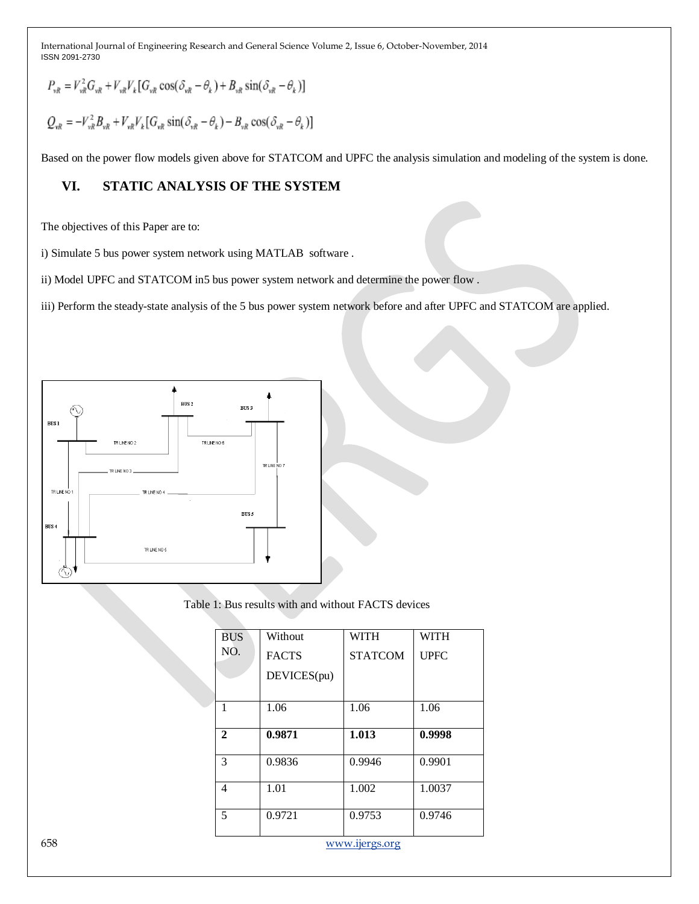$$P_{vR} = V_{vR}^2 G_{vR} + V_{vR} V_k [G_{vR} \cos(\delta_{vR} - \theta_k) + B_{vR} \sin(\delta_{vR} - \theta_k)]$$

$$Q_{vR} = -V_{vR}^2 B_{vR} + V_{vR} V_k [G_{vR} \sin(\delta_{vR} - \theta_k) - B_{vR} \cos(\delta_{vR} - \theta_k)]$$

Based on the power flow models given above for STATCOM and UPFC the analysis simulation and modeling of the system is done.

## VI. STATIC ANALYSIS OF THE SYSTEM

The objectives of this Paper are to:

i) Simulate 5 bus power system network using MATLAB software .

ii) Model UPFC and STATCOM in5 bus power system network and determine the power flow .

iii) Perform the steady-state analysis of the 5 bus power system network before and after UPFC and STATCOM are applied.

Table 1: Bus results with and without FACTS devices

| BUS NO. | Without FACTS DEVICES(pu) | WITH STATCOM | WITH UPFC |
|---|---|---|---|
| 1 | 1.06 | 1.06 | 1.06 |
| **2** | **0.9871** | **1.013** | **0.9998** |
| 3 | 0.9836 | 0.9946 | 0.9901 |
| 4 | 1.01 | 1.002 | 1.0037 |
| 5 | 0.9721 | 0.9753 | 0.9746 |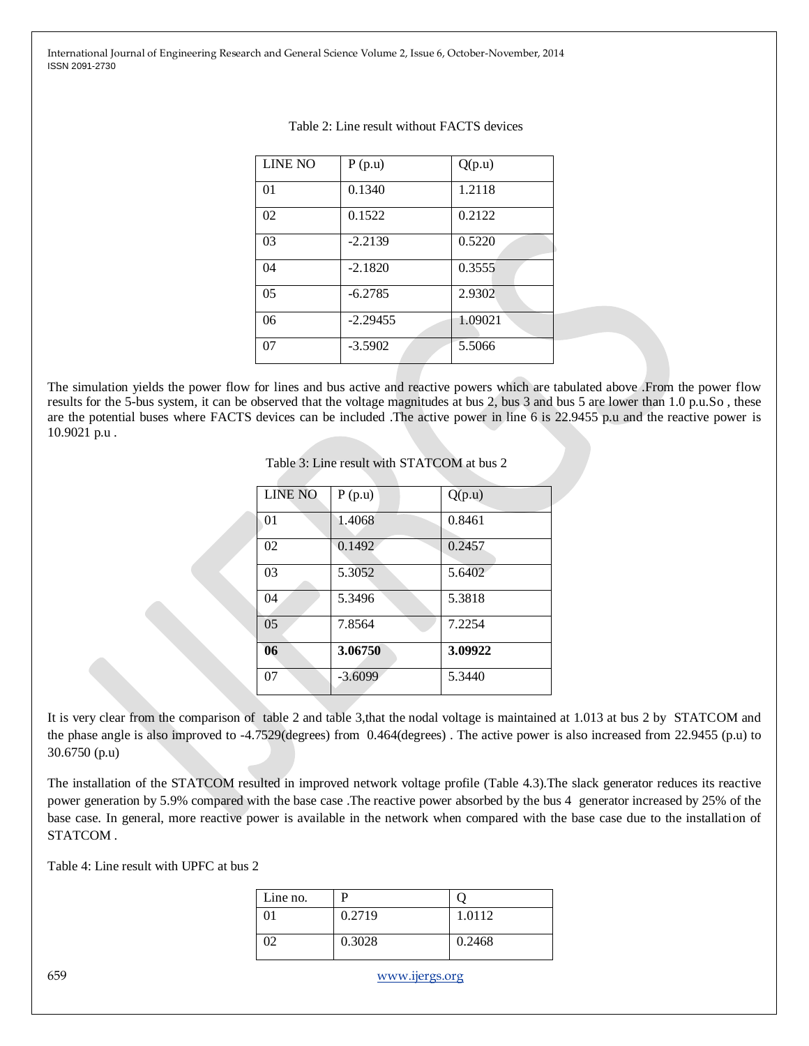Table 2: Line result without FACTS devices

| LINE NO | P (p.u) | Q(p.u) |
|---|---|---|
| 01 | 0.1340 | 1.2118 |
| 02 | 0.1522 | 0.2122 |
| 03 | -2.2139 | 0.5220 |
| 04 | -2.1820 | 0.3555 |
| 05 | -6.2785 | 2.9302 |
| 06 | -2.29455 | 1.09021 |
| 07 | -3.5902 | 5.5066 |

The simulation yields the power flow for lines and bus active and reactive powers which are tabulated above .From the power flow results for the 5-bus system, it can be observed that the voltage magnitudes at bus 2, bus 3 and bus 5 are lower than 1.0 p.u.So , these are the potential buses where FACTS devices can be included .The active power in line 6 is 22.9455 p.u and the reactive power is 10.9021 p.u .

Table 3: Line result with STATCOM at bus 2

| LINE NO | P (p.u) | Q(p.u) |
|---|---|---|
| 01 | 1.4068 | 0.8461 |
| 02 | 0.1492 | 0.2457 |
| 03 | 5.3052 | 5.6402 |
| 04 | 5.3496 | 5.3818 |
| 05 | 7.8564 | 7.2254 |
| **06** | **3.06750** | **3.09922** |
| 07 | -3.6099 | 5.3440 |

It is very clear from the comparison of table 2 and table 3,that the nodal voltage is maintained at 1.013 at bus 2 by STATCOM and the phase angle is also improved to -4.7529(degrees) from 0.464(degrees) . The active power is also increased from 22.9455 (p.u) to 30.6750 (p.u)

The installation of the STATCOM resulted in improved network voltage profile (Table 4.3).The slack generator reduces its reactive power generation by 5.9% compared with the base case .The reactive power absorbed by the bus 4 generator increased by 25% of the base case. In general, more reactive power is available in the network when compared with the base case due to the installation of STATCOM .

Table 4: Line result with UPFC at bus 2

| Line no. | P | Q |
|---|---|---|
| 01 | 0.2719 | 1.0112 |
| 02 | 0.3028 | 0.2468 |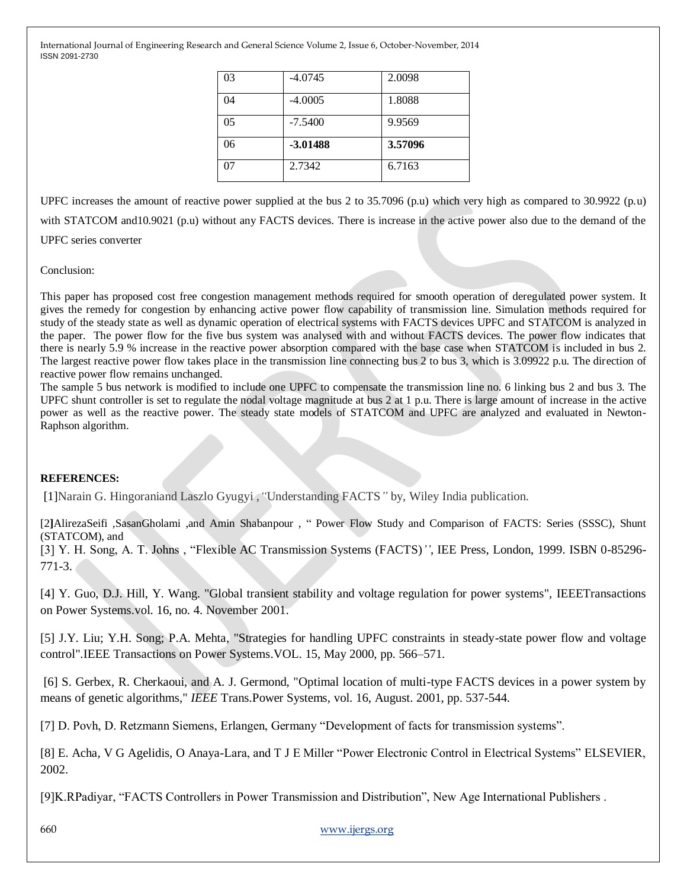| 03 | -4.0745 | 2.0098 |
|---|---|---|
| 04 | -4.0005 | 1.8088 |
| 05 | -7.5400 | 9.9569 |
| 06 | **-3.01488** | **3.57096** |
| 07 | 2.7342 | 6.7163 |

UPFC increases the amount of reactive power supplied at the bus 2 to 35.7096 (p.u) which very high as compared to 30.9922 (p.u) with STATCOM and10.9021 (p.u) without any FACTS devices. There is increase in the active power also due to the demand of the UPFC series converter

Conclusion:

This paper has proposed cost free congestion management methods required for smooth operation of deregulated power system. It gives the remedy for congestion by enhancing active power flow capability of transmission line. Simulation methods required for study of the steady state as well as dynamic operation of electrical systems with FACTS devices UPFC and STATCOM is analyzed in the paper. The power flow for the five bus system was analysed with and without FACTS devices. The power flow indicates that there is nearly 5.9 % increase in the reactive power absorption compared with the base case when STATCOM is included in bus 2. The largest reactive power flow takes place in the transmission line connecting bus 2 to bus 3, which is 3.09922 p.u. The direction of reactive power flow remains unchanged.

The sample 5 bus network is modified to include one UPFC to compensate the transmission line no. 6 linking bus 2 and bus 3. The UPFC shunt controller is set to regulate the nodal voltage magnitude at bus 2 at 1 p.u. There is large amount of increase in the active power as well as the reactive power. The steady state models of STATCOM and UPFC are analyzed and evaluated in Newton-Raphson algorithm.

**REFERENCES:**

[1]Narain G. Hingoraniand Laszlo Gyugyi , *"Understanding FACTS"* by, Wiley India publication.

[2]AlirezaSeifi ,SasanGholami ,and Amin Shabanpour , " Power Flow Study and Comparison of FACTS: Series (SSSC), Shunt (STATCOM), and

[3] Y. H. Song, A. T. Johns , "Flexible AC Transmission Systems (FACTS)*''*, IEE Press, London, 1999. ISBN 0-85296-771-3.

[4] Y. Guo, D.J. Hill, Y. Wang. "Global transient stability and voltage regulation for power systems", IEEETransactions on Power Systems.vol. 16, no. 4. November 2001.

[5] J.Y. Liu; Y.H. Song; P.A. Mehta, "Strategies for handling UPFC constraints in steady-state power flow and voltage control".IEEE Transactions on Power Systems.VOL. 15, May 2000, pp. 566–571.

[6] S. Gerbex, R. Cherkaoui, and A. J. Germond, "Optimal location of multi-type FACTS devices in a power system by means of genetic algorithms," *IEEE* Trans.Power Systems, vol. 16, August. 2001, pp. 537-544.

[7] D. Povh, D. Retzmann Siemens, Erlangen, Germany "Development of facts for transmission systems".

[8] E. Acha, V G Agelidis, O Anaya-Lara, and T J E Miller "Power Electronic Control in Electrical Systems" ELSEVIER, 2002.

[9]K.RPadiyar, "FACTS Controllers in Power Transmission and Distribution", New Age International Publishers .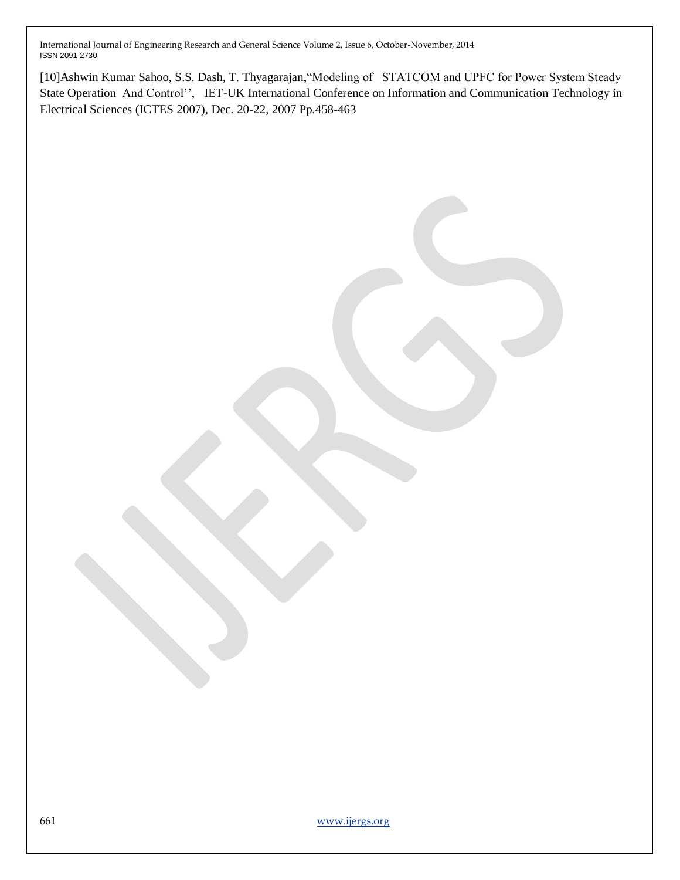[10]Ashwin Kumar Sahoo, S.S. Dash, T. Thyagarajan,"Modeling of STATCOM and UPFC for Power System Steady State Operation And Control'', IET-UK International Conference on Information and Communication Technology in Electrical Sciences (ICTES 2007), Dec. 20-22, 2007 Pp.458-463